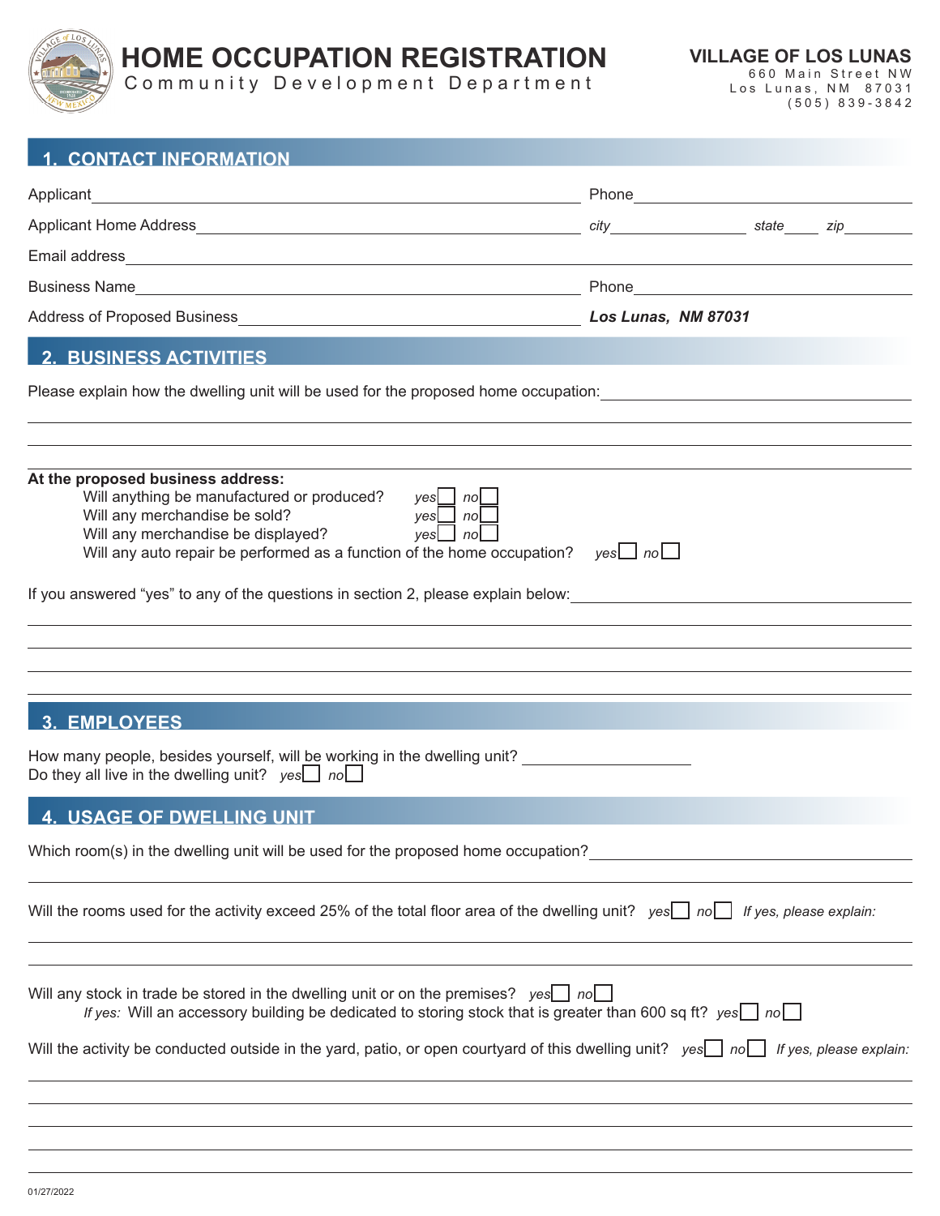# HOME OCCUPATION REGISTRATION

Community Development Department

**VILLAGE OF LOS LUNAS**
660 Main Street NW
Los Lunas, NM 87031
(505) 839-3842

## 1. CONTACT INFORMATION

Applicant ______________________ Phone ______________________

Applicant Home Address ______________________ *city* ____________ *state* ____ *zip* ______

Email address ______________________

Business Name ______________________ Phone ______________________

Address of Proposed Business ______________________ ***Los Lunas, NM 87031***

## 2. BUSINESS ACTIVITIES

Please explain how the dwelling unit will be used for the proposed home occupation: ______________________

**At the proposed business address:**

- Will anything be manufactured or produced? *yes* ☐ *no* ☐
- Will any merchandise be sold? *yes* ☐ *no* ☐
- Will any merchandise be displayed? *yes* ☐ *no* ☐
- Will any auto repair be performed as a function of the home occupation? *yes* ☐ *no* ☐

If you answered "yes" to any of the questions in section 2, please explain below: ______________________

## 3. EMPLOYEES

How many people, besides yourself, will be working in the dwelling unit? ______________

Do they all live in the dwelling unit? *yes* ☐ *no* ☐

## 4. USAGE OF DWELLING UNIT

Which room(s) in the dwelling unit will be used for the proposed home occupation? ______________________

Will the rooms used for the activity exceed 25% of the total floor area of the dwelling unit? *yes* ☐ *no* ☐ *If yes, please explain:*

Will any stock in trade be stored in the dwelling unit or on the premises? *yes* ☐ *no* ☐

*If yes:* Will an accessory building be dedicated to storing stock that is greater than 600 sq ft? *yes* ☐ *no* ☐

Will the activity be conducted outside in the yard, patio, or open courtyard of this dwelling unit? *yes* ☐ *no* ☐ *If yes, please explain:*

01/27/2022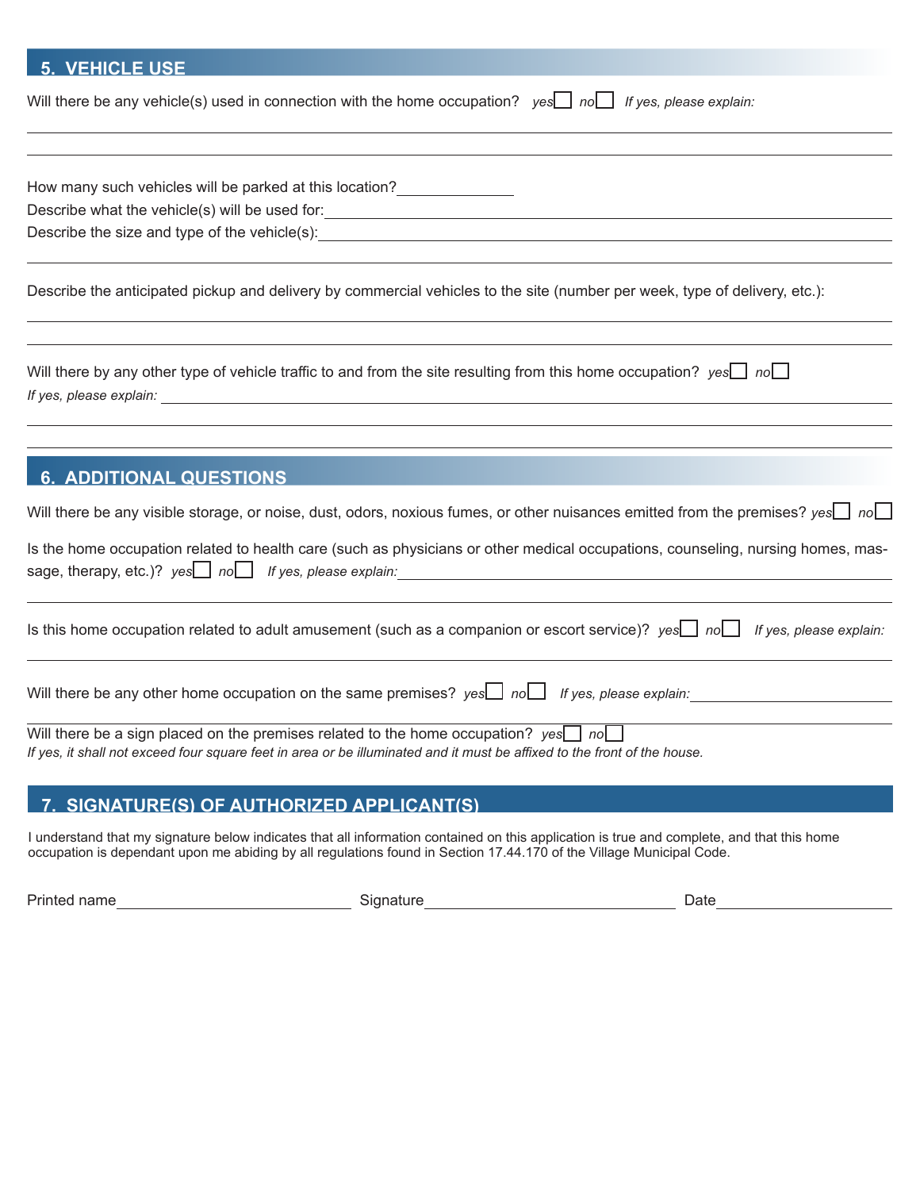## 5. VEHICLE USE

Will there be any vehicle(s) used in connection with the home occupation? *yes* ☐ *no* ☐ *If yes, please explain:*

How many such vehicles will be parked at this location? \_\_\_\_\_\_\_\_\_\_\_\_

Describe what the vehicle(s) will be used for: \_\_\_\_\_\_\_\_\_\_\_\_

Describe the size and type of the vehicle(s): \_\_\_\_\_\_\_\_\_\_\_\_

Describe the anticipated pickup and delivery by commercial vehicles to the site (number per week, type of delivery, etc.):

Will there by any other type of vehicle traffic to and from the site resulting from this home occupation? *yes* ☐ *no* ☐

*If yes, please explain:* \_\_\_\_\_\_\_\_\_\_\_\_

## 6. ADDITIONAL QUESTIONS

Will there be any visible storage, or noise, dust, odors, noxious fumes, or other nuisances emitted from the premises? *yes* ☐ *no* ☐

Is the home occupation related to health care (such as physicians or other medical occupations, counseling, nursing homes, massage, therapy, etc.)? *yes* ☐ *no* ☐ *If yes, please explain:* \_\_\_\_\_\_\_\_\_\_\_\_

Is this home occupation related to adult amusement (such as a companion or escort service)? *yes* ☐ *no* ☐ *If yes, please explain:*

Will there be any other home occupation on the same premises? *yes* ☐ *no* ☐ *If yes, please explain:* \_\_\_\_\_\_\_\_\_\_\_\_

Will there be a sign placed on the premises related to the home occupation? *yes* ☐ *no* ☐

*If yes, it shall not exceed four square feet in area or be illuminated and it must be affixed to the front of the house.*

## 7. SIGNATURE(S) OF AUTHORIZED APPLICANT(S)

I understand that my signature below indicates that all information contained on this application is true and complete, and that this home occupation is dependant upon me abiding by all regulations found in Section 17.44.170 of the Village Municipal Code.

Printed name \_\_\_\_\_\_\_\_\_\_\_\_ Signature \_\_\_\_\_\_\_\_\_\_\_\_ Date \_\_\_\_\_\_\_\_\_\_\_\_